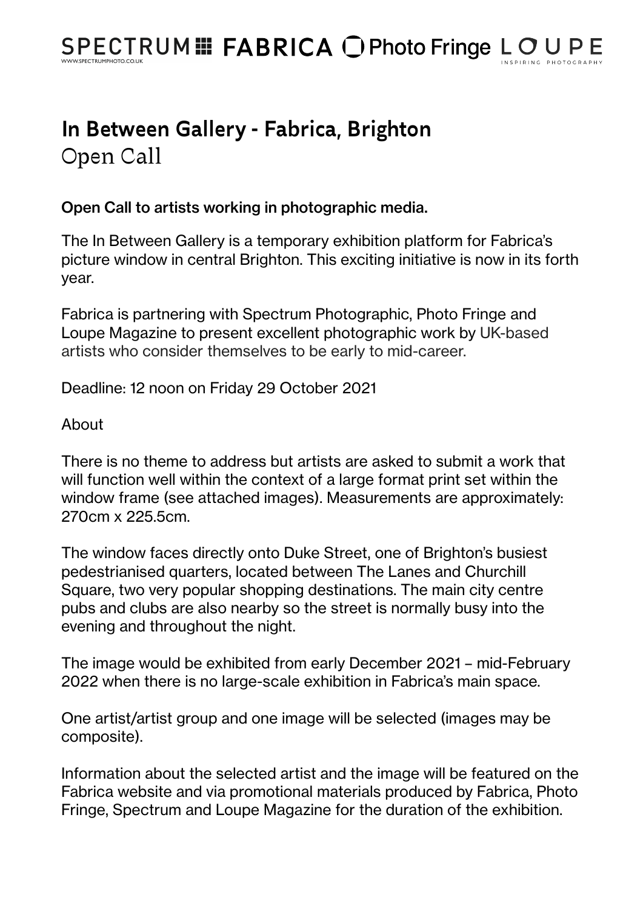SPECTRUM FABRICA Photo Fringe LOUPE

WWW.SPECTRUMPHOTO.CO.UK

# In Between Gallery - Fabrica, Brighton
## Open Call

**Open Call to artists working in photographic media.**

The In Between Gallery is a temporary exhibition platform for Fabrica's picture window in central Brighton. This exciting initiative is now in its forth year.

Fabrica is partnering with Spectrum Photographic, Photo Fringe and Loupe Magazine to present excellent photographic work by UK-based artists who consider themselves to be early to mid-career.

Deadline: 12 noon on Friday 29 October 2021

About

There is no theme to address but artists are asked to submit a work that will function well within the context of a large format print set within the window frame (see attached images). Measurements are approximately: 270cm x 225.5cm.

The window faces directly onto Duke Street, one of Brighton's busiest pedestrianised quarters, located between The Lanes and Churchill Square, two very popular shopping destinations. The main city centre pubs and clubs are also nearby so the street is normally busy into the evening and throughout the night.

The image would be exhibited from early December 2021 – mid-February 2022 when there is no large-scale exhibition in Fabrica's main space.

One artist/artist group and one image will be selected (images may be composite).

Information about the selected artist and the image will be featured on the Fabrica website and via promotional materials produced by Fabrica, Photo Fringe, Spectrum and Loupe Magazine for the duration of the exhibition.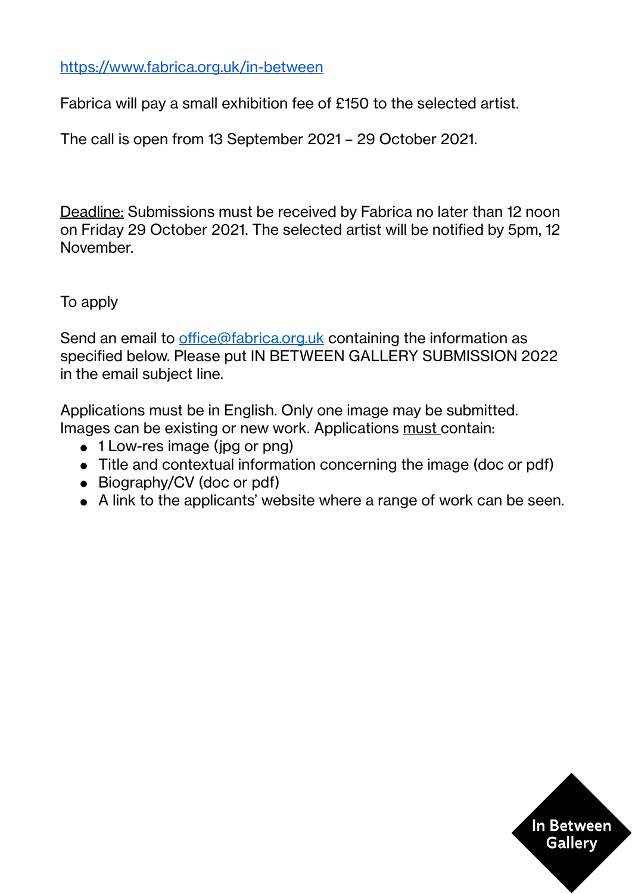https://www.fabrica.org.uk/in-between

Fabrica will pay a small exhibition fee of £150 to the selected artist.

The call is open from 13 September 2021 – 29 October 2021.

Deadline: Submissions must be received by Fabrica no later than 12 noon on Friday 29 October 2021. The selected artist will be notified by 5pm, 12 November.

To apply

Send an email to office@fabrica.org.uk containing the information as specified below. Please put IN BETWEEN GALLERY SUBMISSION 2022 in the email subject line.

Applications must be in English. Only one image may be submitted. Images can be existing or new work. Applications must contain:

- 1 Low-res image (jpg or png)
- Title and contextual information concerning the image (doc or pdf)
- Biography/CV (doc or pdf)
- A link to the applicants' website where a range of work can be seen.

In Between Gallery